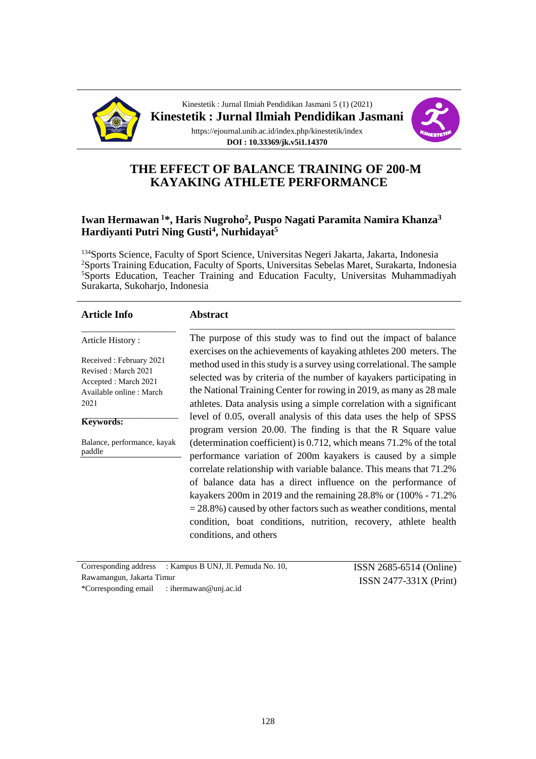Kinestetik : Jurnal Ilmiah Pendidikan Jasmani 5 (1) (2021)

**Kinestetik : Jurnal Ilmiah Pendidikan Jasmani**

https://ejournal.unib.ac.id/index.php/kinestetik/index

**DOI : 10.33369/jk.v5i1.14370**

# THE EFFECT OF BALANCE TRAINING OF 200-M KAYAKING ATHLETE PERFORMANCE

**Iwan Hermawan [1]\*, Haris Nugroho[2], Puspo Nagati Paramita Namira Khanza[3] Hardiyanti Putri Ning Gusti[4], Nurhidayat[5]**

[134]Sports Science, Faculty of Sport Science, Universitas Negeri Jakarta, Jakarta, Indonesia
[2]Sports Training Education, Faculty of Sports, Universitas Sebelas Maret, Surakarta, Indonesia
[5]Sports Education, Teacher Training and Education Faculty, Universitas Muhammadiyah Surakarta, Sukoharjo, Indonesia

## Article Info

Article History :

Received : February 2021
Revised : March 2021
Accepted : March 2021
Available online : March 2021

**Keywords:**

Balance, performance, kayak paddle

## Abstract

The purpose of this study was to find out the impact of balance exercises on the achievements of kayaking athletes 200 meters. The method used in this study is a survey using correlational. The sample selected was by criteria of the number of kayakers participating in the National Training Center for rowing in 2019, as many as 28 male athletes. Data analysis using a simple correlation with a significant level of 0.05, overall analysis of this data uses the help of SPSS program version 20.00. The finding is that the R Square value (determination coefficient) is 0.712, which means 71.2% of the total performance variation of 200m kayakers is caused by a simple correlate relationship with variable balance. This means that 71.2% of balance data has a direct influence on the performance of kayakers 200m in 2019 and the remaining 28.8% or (100% - 71.2% = 28.8%) caused by other factors such as weather conditions, mental condition, boat conditions, nutrition, recovery, athlete health conditions, and others

Corresponding address : Kampus B UNJ, Jl. Pemuda No. 10, Rawamangun, Jakarta Timur
\*Corresponding email : ihermawan@unj.ac.id

ISSN 2685-6514 (Online)
ISSN 2477-331X (Print)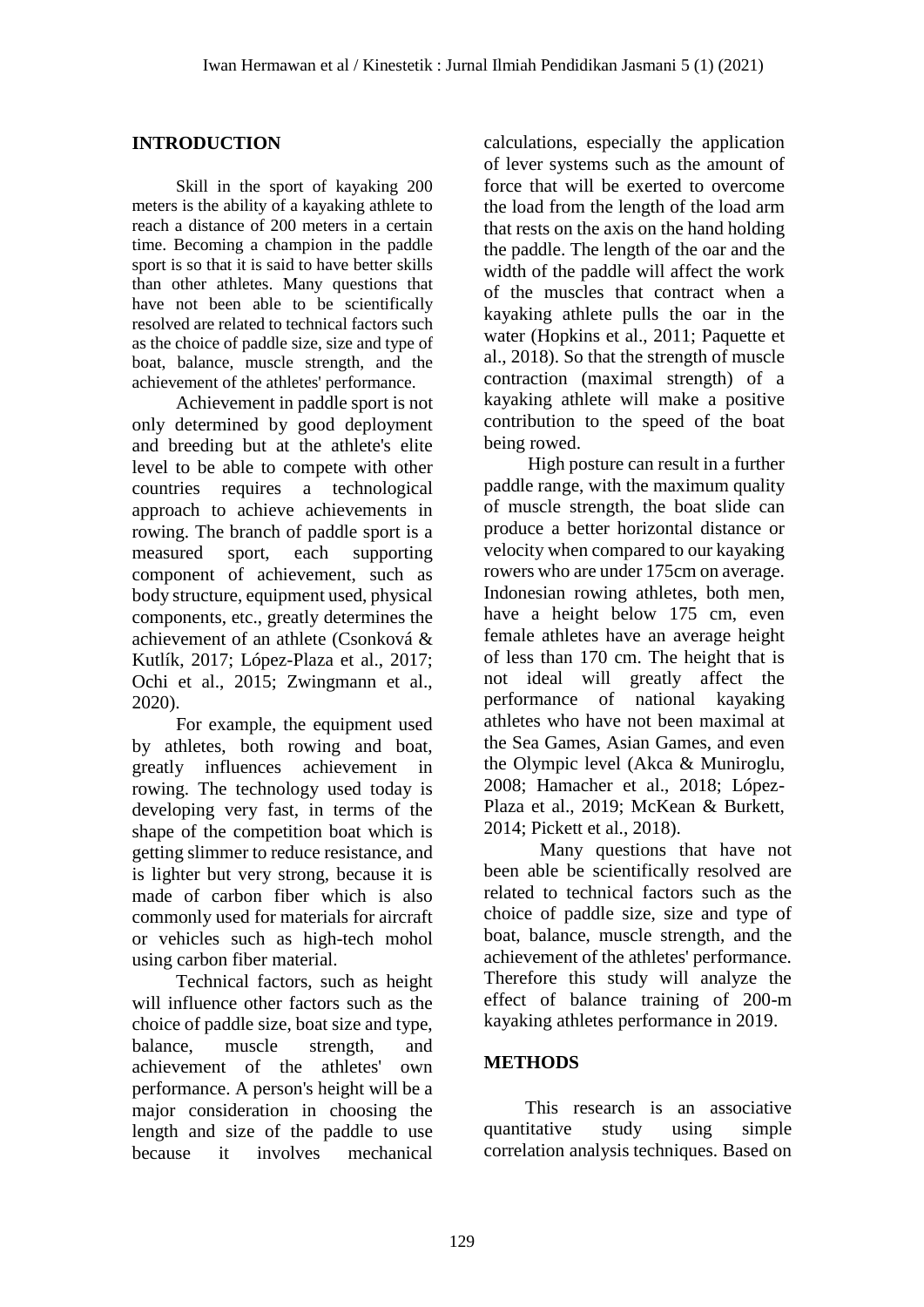## INTRODUCTION

Skill in the sport of kayaking 200 meters is the ability of a kayaking athlete to reach a distance of 200 meters in a certain time. Becoming a champion in the paddle sport is so that it is said to have better skills than other athletes. Many questions that have not been able to be scientifically resolved are related to technical factors such as the choice of paddle size, size and type of boat, balance, muscle strength, and the achievement of the athletes' performance.

Achievement in paddle sport is not only determined by good deployment and breeding but at the athlete's elite level to be able to compete with other countries requires a technological approach to achieve achievements in rowing. The branch of paddle sport is a measured sport, each supporting component of achievement, such as body structure, equipment used, physical components, etc., greatly determines the achievement of an athlete (Csonková & Kutlík, 2017; López-Plaza et al., 2017; Ochi et al., 2015; Zwingmann et al., 2020).

For example, the equipment used by athletes, both rowing and boat, greatly influences achievement in rowing. The technology used today is developing very fast, in terms of the shape of the competition boat which is getting slimmer to reduce resistance, and is lighter but very strong, because it is made of carbon fiber which is also commonly used for materials for aircraft or vehicles such as high-tech mohol using carbon fiber material.

Technical factors, such as height will influence other factors such as the choice of paddle size, boat size and type, balance, muscle strength, and achievement of the athletes' own performance. A person's height will be a major consideration in choosing the length and size of the paddle to use because it involves mechanical calculations, especially the application of lever systems such as the amount of force that will be exerted to overcome the load from the length of the load arm that rests on the axis on the hand holding the paddle. The length of the oar and the width of the paddle will affect the work of the muscles that contract when a kayaking athlete pulls the oar in the water (Hopkins et al., 2011; Paquette et al., 2018). So that the strength of muscle contraction (maximal strength) of a kayaking athlete will make a positive contribution to the speed of the boat being rowed.

High posture can result in a further paddle range, with the maximum quality of muscle strength, the boat slide can produce a better horizontal distance or velocity when compared to our kayaking rowers who are under 175cm on average. Indonesian rowing athletes, both men, have a height below 175 cm, even female athletes have an average height of less than 170 cm. The height that is not ideal will greatly affect the performance of national kayaking athletes who have not been maximal at the Sea Games, Asian Games, and even the Olympic level (Akca & Muniroglu, 2008; Hamacher et al., 2018; López-Plaza et al., 2019; McKean & Burkett, 2014; Pickett et al., 2018).

Many questions that have not been able be scientifically resolved are related to technical factors such as the choice of paddle size, size and type of boat, balance, muscle strength, and the achievement of the athletes' performance. Therefore this study will analyze the effect of balance training of 200-m kayaking athletes performance in 2019.

## METHODS

This research is an associative quantitative study using simple correlation analysis techniques. Based on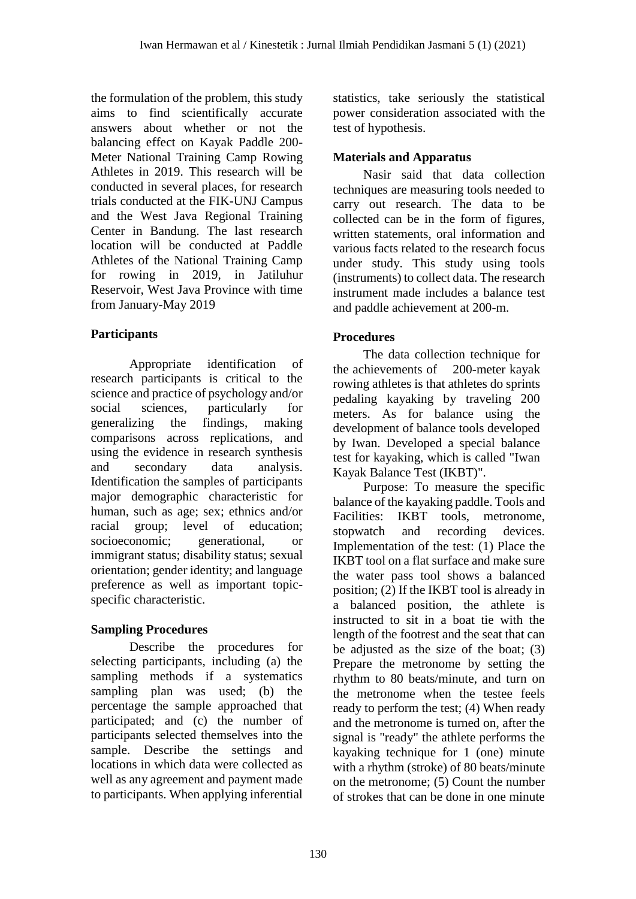the formulation of the problem, this study aims to find scientifically accurate answers about whether or not the balancing effect on Kayak Paddle 200-Meter National Training Camp Rowing Athletes in 2019. This research will be conducted in several places, for research trials conducted at the FIK-UNJ Campus and the West Java Regional Training Center in Bandung. The last research location will be conducted at Paddle Athletes of the National Training Camp for rowing in 2019, in Jatiluhur Reservoir, West Java Province with time from January-May 2019

### Participants

Appropriate identification of research participants is critical to the science and practice of psychology and/or social sciences, particularly for generalizing the findings, making comparisons across replications, and using the evidence in research synthesis and secondary data analysis. Identification the samples of participants major demographic characteristic for human, such as age; sex; ethnics and/or racial group; level of education; socioeconomic; generational, or immigrant status; disability status; sexual orientation; gender identity; and language preference as well as important topic-specific characteristic.

### Sampling Procedures

Describe the procedures for selecting participants, including (a) the sampling methods if a systematics sampling plan was used; (b) the percentage the sample approached that participated; and (c) the number of participants selected themselves into the sample. Describe the settings and locations in which data were collected as well as any agreement and payment made to participants. When applying inferential statistics, take seriously the statistical power consideration associated with the test of hypothesis.

### Materials and Apparatus

Nasir said that data collection techniques are measuring tools needed to carry out research. The data to be collected can be in the form of figures, written statements, oral information and various facts related to the research focus under study. This study using tools (instruments) to collect data. The research instrument made includes a balance test and paddle achievement at 200-m.

### Procedures

The data collection technique for the achievements of 200-meter kayak rowing athletes is that athletes do sprints pedaling kayaking by traveling 200 meters. As for balance using the development of balance tools developed by Iwan. Developed a special balance test for kayaking, which is called "Iwan Kayak Balance Test (IKBT)".

Purpose: To measure the specific balance of the kayaking paddle. Tools and Facilities: IKBT tools, metronome, stopwatch and recording devices. Implementation of the test: (1) Place the IKBT tool on a flat surface and make sure the water pass tool shows a balanced position; (2) If the IKBT tool is already in a balanced position, the athlete is instructed to sit in a boat tie with the length of the footrest and the seat that can be adjusted as the size of the boat; (3) Prepare the metronome by setting the rhythm to 80 beats/minute, and turn on the metronome when the testee feels ready to perform the test; (4) When ready and the metronome is turned on, after the signal is "ready" the athlete performs the kayaking technique for 1 (one) minute with a rhythm (stroke) of 80 beats/minute on the metronome; (5) Count the number of strokes that can be done in one minute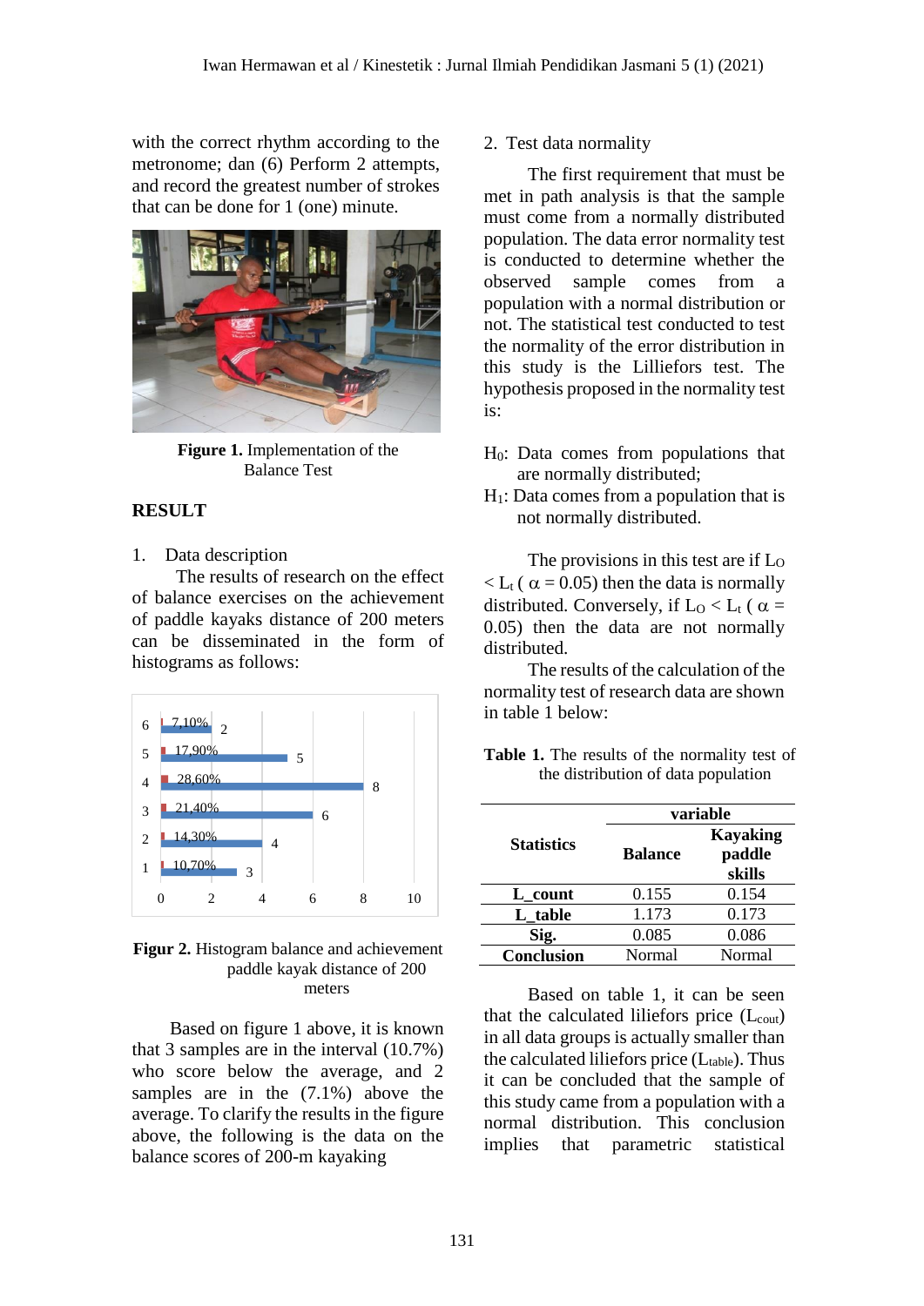with the correct rhythm according to the metronome; dan (6) Perform 2 attempts, and record the greatest number of strokes that can be done for 1 (one) minute.

**Figure 1.** Implementation of the Balance Test

## RESULT

1. Data description

The results of research on the effect of balance exercises on the achievement of paddle kayaks distance of 200 meters can be disseminated in the form of histograms as follows:

**Figur 2.** Histogram balance and achievement paddle kayak distance of 200 meters

Based on figure 1 above, it is known that 3 samples are in the interval (10.7%) who score below the average, and 2 samples are in the (7.1%) above the average. To clarify the results in the figure above, the following is the data on the balance scores of 200-m kayaking

2. Test data normality

The first requirement that must be met in path analysis is that the sample must come from a normally distributed population. The data error normality test is conducted to determine whether the observed sample comes from a population with a normal distribution or not. The statistical test conducted to test the normality of the error distribution in this study is the Lilliefors test. The hypothesis proposed in the normality test is:

$H_0$: Data comes from populations that are normally distributed;
$H_1$: Data comes from a population that is not normally distributed.

The provisions in this test are if $L_O < L_t$ ( $\alpha = 0.05$) then the data is normally distributed. Conversely, if $L_O < L_t$ ( $\alpha = 0.05$) then the data are not normally distributed.

The results of the calculation of the normality test of research data are shown in table 1 below:

**Table 1.** The results of the normality test of the distribution of data population

| Statistics | variable | |
|---|---|---|
| | Balance | Kayaking paddle skills |
| **L_count** | 0.155 | 0.154 |
| **L_table** | 1.173 | 0.173 |
| **Sig.** | 0.085 | 0.086 |
| **Conclusion** | Normal | Normal |

Based on table 1, it can be seen that the calculated liliefors price ($L_{cout}$) in all data groups is actually smaller than the calculated lilliefors price ($L_{table}$). Thus it can be concluded that the sample of this study came from a population with a normal distribution. This conclusion implies that parametric statistical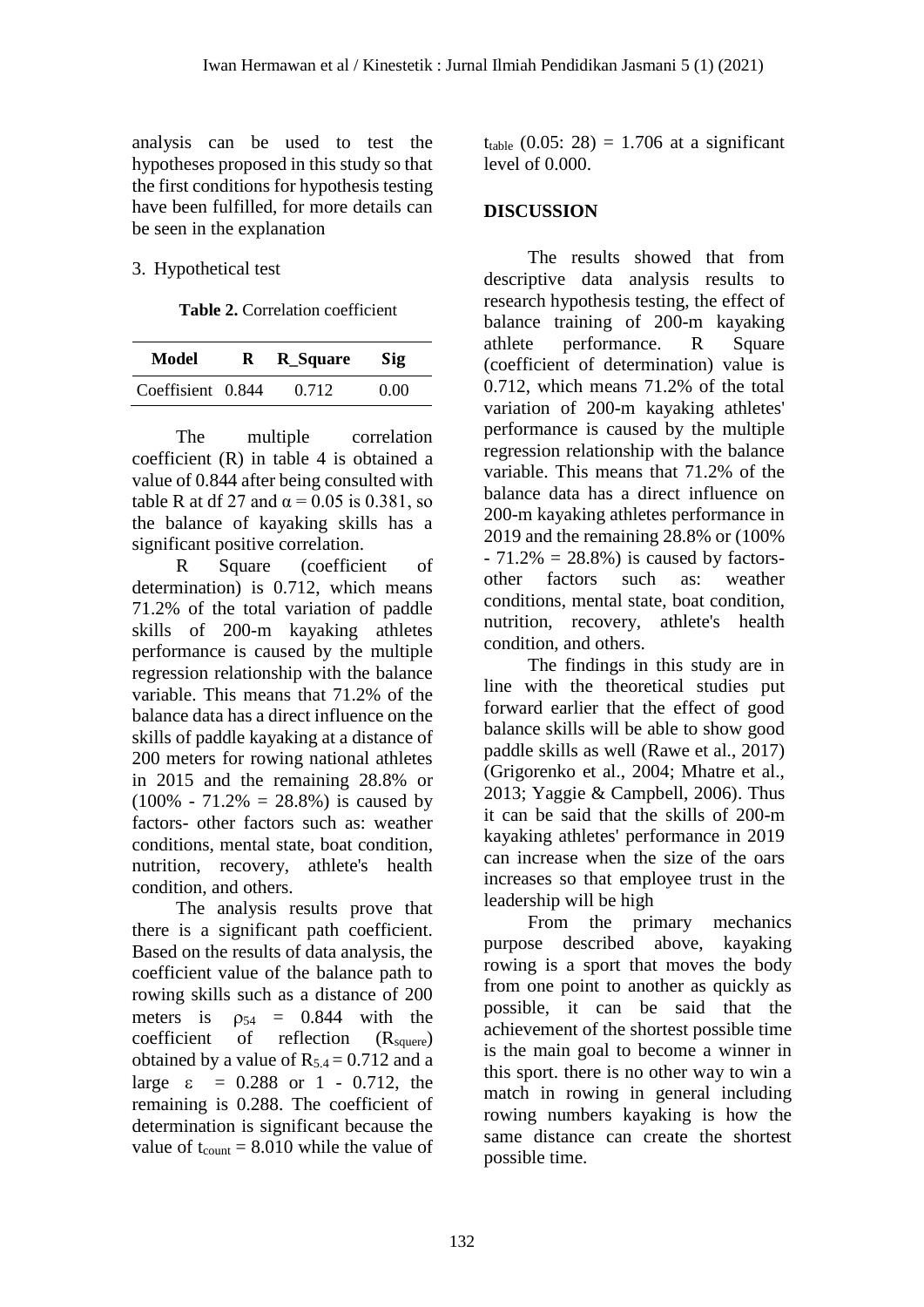analysis can be used to test the hypotheses proposed in this study so that the first conditions for hypothesis testing have been fulfilled, for more details can be seen in the explanation

3. Hypothetical test

**Table 2.** Correlation coefficient

| Model | R | R_Square | Sig |
|---|---|---|---|
| Coeffisient | 0.844 | 0.712 | 0.00 |

The multiple correlation coefficient (R) in table 4 is obtained a value of 0.844 after being consulted with table R at df 27 and $\alpha = 0.05$ is 0.381, so the balance of kayaking skills has a significant positive correlation.

R Square (coefficient of determination) is 0.712, which means 71.2% of the total variation of paddle skills of 200-m kayaking athletes performance is caused by the multiple regression relationship with the balance variable. This means that 71.2% of the balance data has a direct influence on the skills of paddle kayaking at a distance of 200 meters for rowing national athletes in 2015 and the remaining 28.8% or (100% - 71.2% = 28.8%) is caused by factors- other factors such as: weather conditions, mental state, boat condition, nutrition, recovery, athlete's health condition, and others.

The analysis results prove that there is a significant path coefficient. Based on the results of data analysis, the coefficient value of the balance path to rowing skills such as a distance of 200 meters is $\rho_{54} = 0.844$ with the coefficient of reflection ($R_{squere}$) obtained by a value of $R_{5.4} = 0.712$ and a large $\varepsilon = 0.288$ or 1 - 0.712, the remaining is 0.288. The coefficient of determination is significant because the value of $t_{count} = 8.010$ while the value of $t_{table}$ (0.05: 28) = 1.706 at a significant level of 0.000.

## DISCUSSION

The results showed that from descriptive data analysis results to research hypothesis testing, the effect of balance training of 200-m kayaking athlete performance. R Square (coefficient of determination) value is 0.712, which means 71.2% of the total variation of 200-m kayaking athletes' performance is caused by the multiple regression relationship with the balance variable. This means that 71.2% of the balance data has a direct influence on 200-m kayaking athletes performance in 2019 and the remaining 28.8% or (100% - 71.2% = 28.8%) is caused by factors-other factors such as: weather conditions, mental state, boat condition, nutrition, recovery, athlete's health condition, and others.

The findings in this study are in line with the theoretical studies put forward earlier that the effect of good balance skills will be able to show good paddle skills as well (Rawe et al., 2017) (Grigorenko et al., 2004; Mhatre et al., 2013; Yaggie & Campbell, 2006). Thus it can be said that the skills of 200-m kayaking athletes' performance in 2019 can increase when the size of the oars increases so that employee trust in the leadership will be high

From the primary mechanics purpose described above, kayaking rowing is a sport that moves the body from one point to another as quickly as possible, it can be said that the achievement of the shortest possible time is the main goal to become a winner in this sport. there is no other way to win a match in rowing in general including rowing numbers kayaking is how the same distance can create the shortest possible time.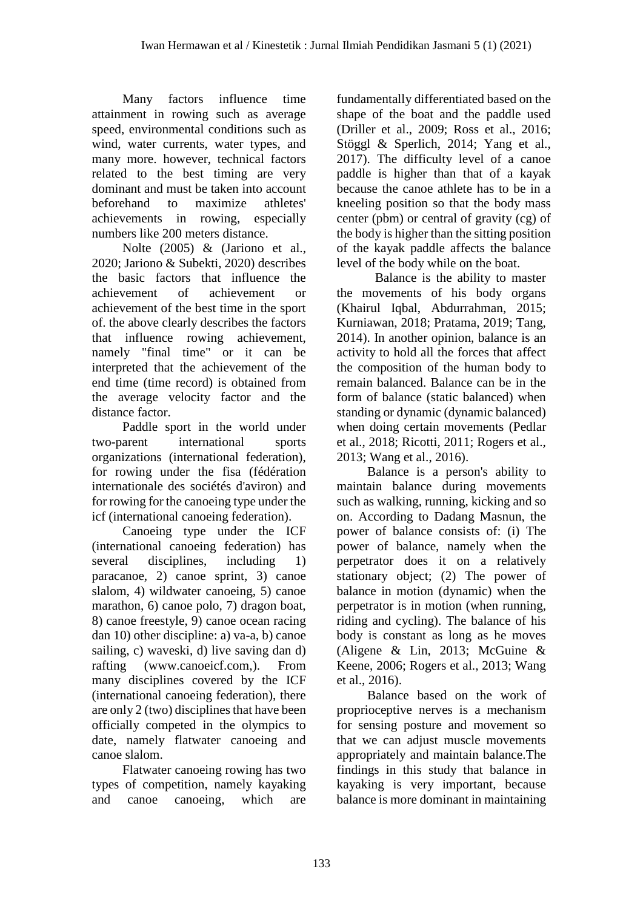Many factors influence time attainment in rowing such as average speed, environmental conditions such as wind, water currents, water types, and many more. however, technical factors related to the best timing are very dominant and must be taken into account beforehand to maximize athletes' achievements in rowing, especially numbers like 200 meters distance.

Nolte (2005) & (Jariono et al., 2020; Jariono & Subekti, 2020) describes the basic factors that influence the achievement of achievement or achievement of the best time in the sport of. the above clearly describes the factors that influence rowing achievement, namely "final time" or it can be interpreted that the achievement of the end time (time record) is obtained from the average velocity factor and the distance factor.

Paddle sport in the world under two-parent international sports organizations (international federation), for rowing under the fisa (fédération internationale des sociétés d'aviron) and for rowing for the canoeing type under the icf (international canoeing federation).

Canoeing type under the ICF (international canoeing federation) has several disciplines, including 1) paracanoe, 2) canoe sprint, 3) canoe slalom, 4) wildwater canoeing, 5) canoe marathon, 6) canoe polo, 7) dragon boat, 8) canoe freestyle, 9) canoe ocean racing dan 10) other discipline: a) va-a, b) canoe sailing, c) waveski, d) live saving dan d) rafting (www.canoeicf.com,). From many disciplines covered by the ICF (international canoeing federation), there are only 2 (two) disciplines that have been officially competed in the olympics to date, namely flatwater canoeing and canoe slalom.

Flatwater canoeing rowing has two types of competition, namely kayaking and canoe canoeing, which are fundamentally differentiated based on the shape of the boat and the paddle used (Driller et al., 2009; Ross et al., 2016; Stöggl & Sperlich, 2014; Yang et al., 2017). The difficulty level of a canoe paddle is higher than that of a kayak because the canoe athlete has to be in a kneeling position so that the body mass center (pbm) or central of gravity (cg) of the body is higher than the sitting position of the kayak paddle affects the balance level of the body while on the boat.

Balance is the ability to master the movements of his body organs (Khairul Iqbal, Abdurrahman, 2015; Kurniawan, 2018; Pratama, 2019; Tang, 2014). In another opinion, balance is an activity to hold all the forces that affect the composition of the human body to remain balanced. Balance can be in the form of balance (static balanced) when standing or dynamic (dynamic balanced) when doing certain movements (Pedlar et al., 2018; Ricotti, 2011; Rogers et al., 2013; Wang et al., 2016).

Balance is a person's ability to maintain balance during movements such as walking, running, kicking and so on. According to Dadang Masnun, the power of balance consists of: (i) The power of balance, namely when the perpetrator does it on a relatively stationary object; (2) The power of balance in motion (dynamic) when the perpetrator is in motion (when running, riding and cycling). The balance of his body is constant as long as he moves (Aligene & Lin, 2013; McGuine & Keene, 2006; Rogers et al., 2013; Wang et al., 2016).

Balance based on the work of proprioceptive nerves is a mechanism for sensing posture and movement so that we can adjust muscle movements appropriately and maintain balance.The findings in this study that balance in kayaking is very important, because balance is more dominant in maintaining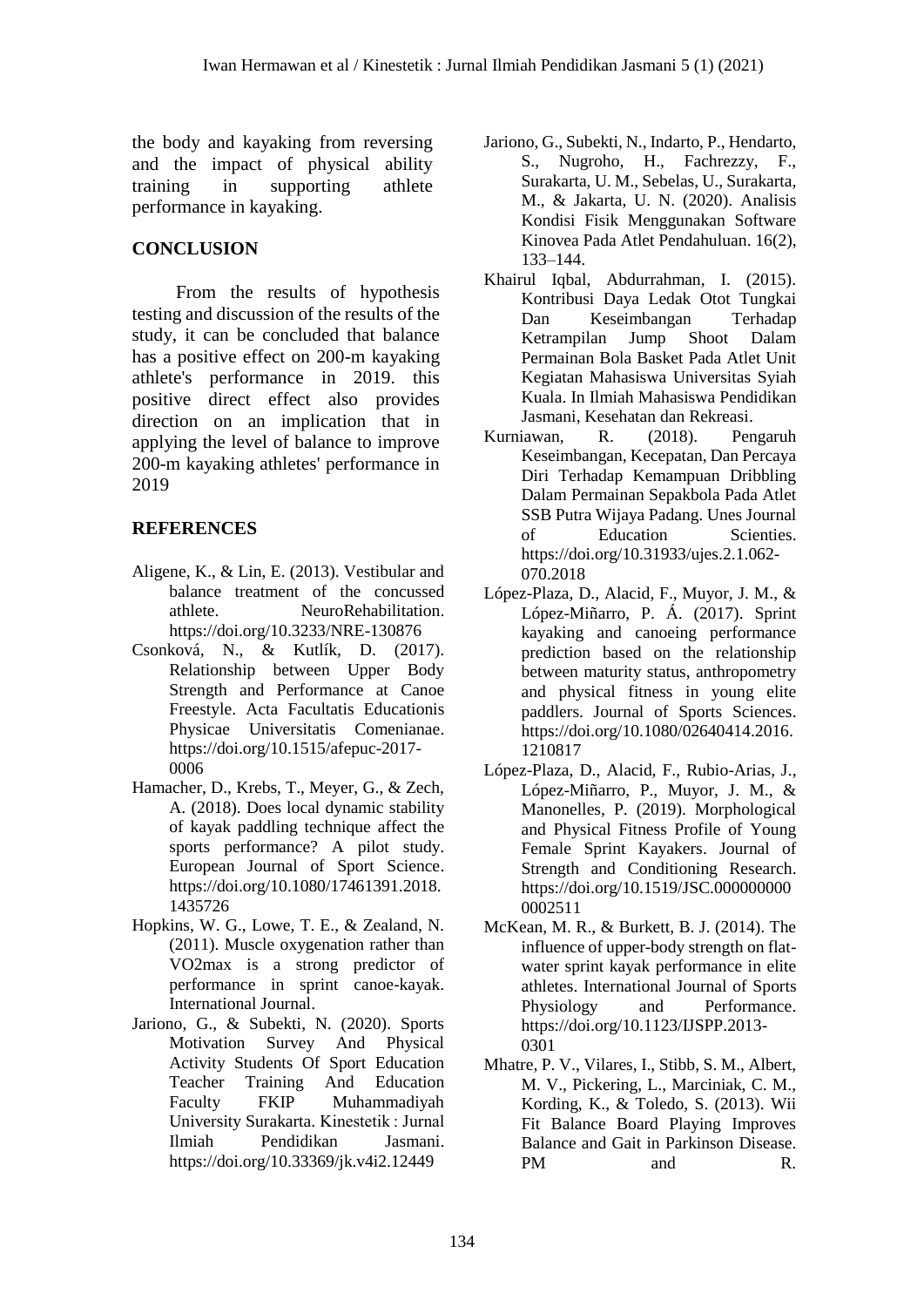the body and kayaking from reversing and the impact of physical ability training in supporting athlete performance in kayaking.

## CONCLUSION

From the results of hypothesis testing and discussion of the results of the study, it can be concluded that balance has a positive effect on 200-m kayaking athlete's performance in 2019. this positive direct effect also provides direction on an implication that in applying the level of balance to improve 200-m kayaking athletes' performance in 2019

## REFERENCES

Aligene, K., & Lin, E. (2013). Vestibular and balance treatment of the concussed athlete. NeuroRehabilitation. https://doi.org/10.3233/NRE-130876

Csonková, N., & Kutlík, D. (2017). Relationship between Upper Body Strength and Performance at Canoe Freestyle. Acta Facultatis Educationis Physicae Universitatis Comenianae. https://doi.org/10.1515/afepuc-2017-0006

Hamacher, D., Krebs, T., Meyer, G., & Zech, A. (2018). Does local dynamic stability of kayak paddling technique affect the sports performance? A pilot study. European Journal of Sport Science. https://doi.org/10.1080/17461391.2018.1435726

Hopkins, W. G., Lowe, T. E., & Zealand, N. (2011). Muscle oxygenation rather than VO2max is a strong predictor of performance in sprint canoe-kayak. International Journal.

Jariono, G., & Subekti, N. (2020). Sports Motivation Survey And Physical Activity Students Of Sport Education Teacher Training And Education Faculty FKIP Muhammadiyah University Surakarta. Kinestetik : Jurnal Ilmiah Pendidikan Jasmani. https://doi.org/10.33369/jk.v4i2.12449

Jariono, G., Subekti, N., Indarto, P., Hendarto, S., Nugroho, H., Fachrezzy, F., Surakarta, U. M., Sebelas, U., Surakarta, M., & Jakarta, U. N. (2020). Analisis Kondisi Fisik Menggunakan Software Kinovea Pada Atlet Pendahuluan. 16(2), 133–144.

Khairul Iqbal, Abdurrahman, I. (2015). Kontribusi Daya Ledak Otot Tungkai Dan Keseimbangan Terhadap Ketrampilan Jump Shoot Dalam Permainan Bola Basket Pada Atlet Unit Kegiatan Mahasiswa Universitas Syiah Kuala. In Ilmiah Mahasiswa Pendidikan Jasmani, Kesehatan dan Rekreasi.

Kurniawan, R. (2018). Pengaruh Keseimbangan, Kecepatan, Dan Percaya Diri Terhadap Kemampuan Dribbling Dalam Permainan Sepakbola Pada Atlet SSB Putra Wijaya Padang. Unes Journal of Education Scienties. https://doi.org/10.31933/ujes.2.1.062-070.2018

López-Plaza, D., Alacid, F., Muyor, J. M., & López-Miñarro, P. Á. (2017). Sprint kayaking and canoeing performance prediction based on the relationship between maturity status, anthropometry and physical fitness in young elite paddlers. Journal of Sports Sciences. https://doi.org/10.1080/02640414.2016.1210817

López-Plaza, D., Alacid, F., Rubio-Arias, J., López-Miñarro, P., Muyor, J. M., & Manonelles, P. (2019). Morphological and Physical Fitness Profile of Young Female Sprint Kayakers. Journal of Strength and Conditioning Research. https://doi.org/10.1519/JSC.0000000000002511

McKean, M. R., & Burkett, B. J. (2014). The influence of upper-body strength on flat-water sprint kayak performance in elite athletes. International Journal of Sports Physiology and Performance. https://doi.org/10.1123/IJSPP.2013-0301

Mhatre, P. V., Vilares, I., Stibb, S. M., Albert, M. V., Pickering, L., Marciniak, C. M., Kording, K., & Toledo, S. (2013). Wii Fit Balance Board Playing Improves Balance and Gait in Parkinson Disease. PM and R.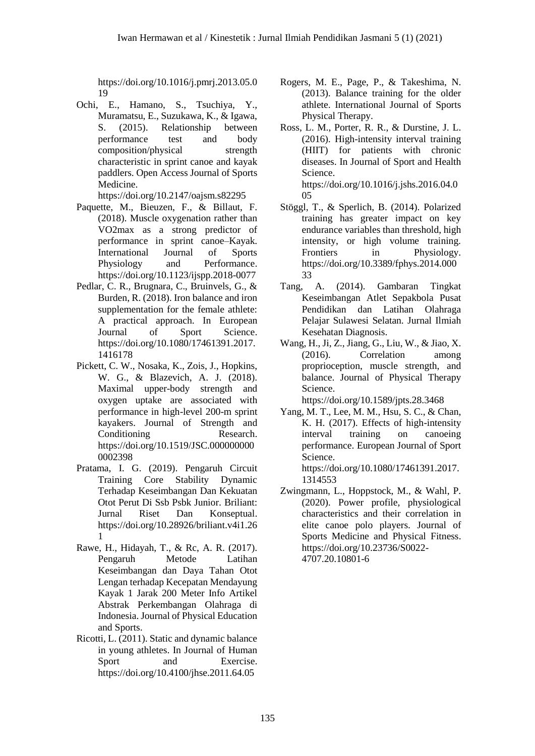https://doi.org/10.1016/j.pmrj.2013.05.019

Ochi, E., Hamano, S., Tsuchiya, Y., Muramatsu, E., Suzukawa, K., & Igawa, S. (2015). Relationship between performance test and body composition/physical strength characteristic in sprint canoe and kayak paddlers. Open Access Journal of Sports Medicine. https://doi.org/10.2147/oajsm.s82295

Paquette, M., Bieuzen, F., & Billaut, F. (2018). Muscle oxygenation rather than VO2max as a strong predictor of performance in sprint canoe–Kayak. International Journal of Sports Physiology and Performance. https://doi.org/10.1123/ijspp.2018-0077

Pedlar, C. R., Brugnara, C., Bruinvels, G., & Burden, R. (2018). Iron balance and iron supplementation for the female athlete: A practical approach. In European Journal of Sport Science. https://doi.org/10.1080/17461391.2017.1416178

Pickett, C. W., Nosaka, K., Zois, J., Hopkins, W. G., & Blazevich, A. J. (2018). Maximal upper-body strength and oxygen uptake are associated with performance in high-level 200-m sprint kayakers. Journal of Strength and Conditioning Research. https://doi.org/10.1519/JSC.0000000000002398

Pratama, I. G. (2019). Pengaruh Circuit Training Core Stability Dynamic Terhadap Keseimbangan Dan Kekuatan Otot Perut Di Ssb Psbk Junior. Briliant: Jurnal Riset Dan Konseptual. https://doi.org/10.28926/briliant.v4i1.261

Rawe, H., Hidayah, T., & Rc, A. R. (2017). Pengaruh Metode Latihan Keseimbangan dan Daya Tahan Otot Lengan terhadap Kecepatan Mendayung Kayak 1 Jarak 200 Meter Info Artikel Abstrak Perkembangan Olahraga di Indonesia. Journal of Physical Education and Sports.

Ricotti, L. (2011). Static and dynamic balance in young athletes. In Journal of Human Sport and Exercise. https://doi.org/10.4100/jhse.2011.64.05

Rogers, M. E., Page, P., & Takeshima, N. (2013). Balance training for the older athlete. International Journal of Sports Physical Therapy.

Ross, L. M., Porter, R. R., & Durstine, J. L. (2016). High-intensity interval training (HIIT) for patients with chronic diseases. In Journal of Sport and Health Science. https://doi.org/10.1016/j.jshs.2016.04.005

Stöggl, T., & Sperlich, B. (2014). Polarized training has greater impact on key endurance variables than threshold, high intensity, or high volume training. Frontiers in Physiology. https://doi.org/10.3389/fphys.2014.00033

Tang, A. (2014). Gambaran Tingkat Keseimbangan Atlet Sepakbola Pusat Pendidikan dan Latihan Olahraga Pelajar Sulawesi Selatan. Jurnal Ilmiah Kesehatan Diagnosis.

Wang, H., Ji, Z., Jiang, G., Liu, W., & Jiao, X. (2016). Correlation among proprioception, muscle strength, and balance. Journal of Physical Therapy Science. https://doi.org/10.1589/jpts.28.3468

Yang, M. T., Lee, M. M., Hsu, S. C., & Chan, K. H. (2017). Effects of high-intensity interval training on canoeing performance. European Journal of Sport Science. https://doi.org/10.1080/17461391.2017.1314553

Zwingmann, L., Hoppstock, M., & Wahl, P. (2020). Power profile, physiological characteristics and their correlation in elite canoe polo players. Journal of Sports Medicine and Physical Fitness. https://doi.org/10.23736/S0022-4707.20.10801-6